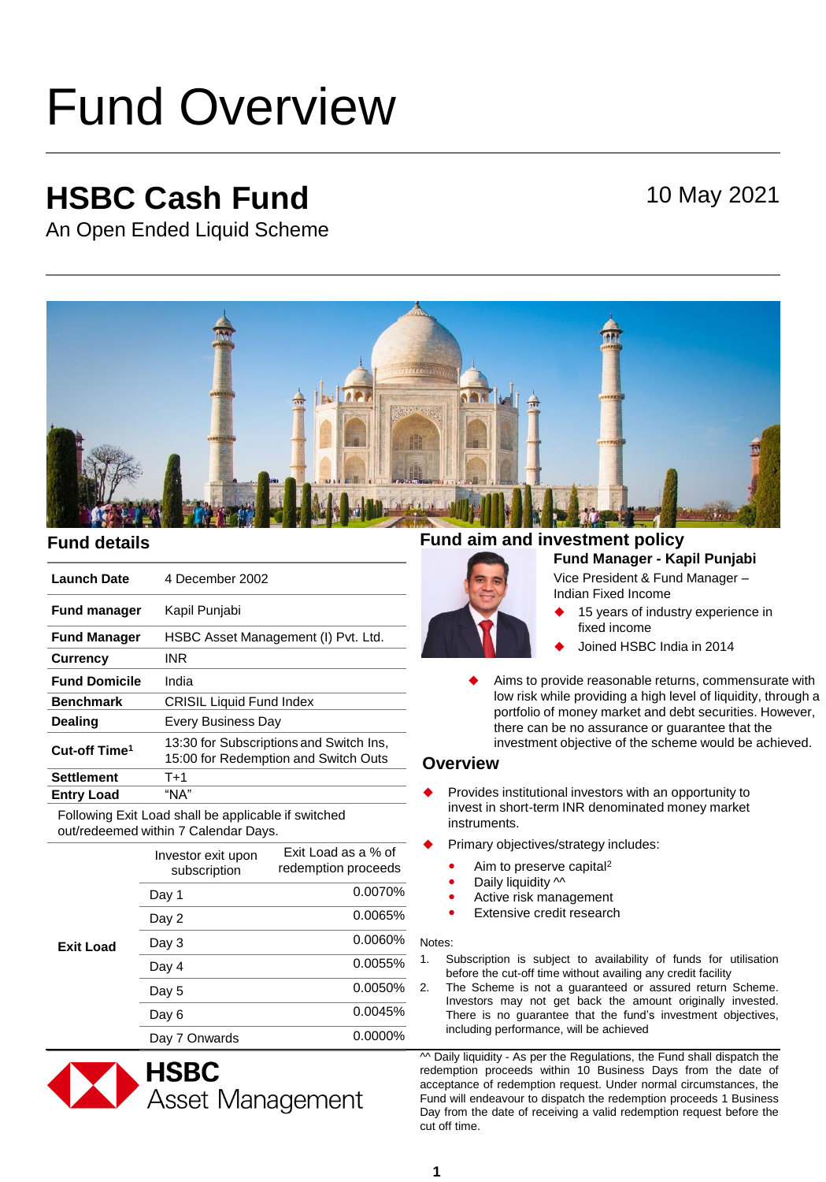# Fund Overview

## HSBC Cash Fund

An Open Ended Liquid Scheme

10 May 2021

### Fund details

| | |
|---|---|
| **Launch Date** | 4 December 2002 |
| **Fund manager** | Kapil Punjabi |
| **Fund Manager** | HSBC Asset Management (I) Pvt. Ltd. |
| **Currency** | INR |
| **Fund Domicile** | India |
| **Benchmark** | CRISIL Liquid Fund Index |
| **Dealing** | Every Business Day |
| **Cut-off Time**[1] | 13:30 for Subscriptions and Switch Ins, 15:00 for Redemption and Switch Outs |
| **Settlement** | T+1 |
| **Entry Load** | "NA" |

Following Exit Load shall be applicable if switched out/redeemed within 7 Calendar Days.

| | Investor exit upon subscription | Exit Load as a % of redemption proceeds |
|---|---|---|
| **Exit Load** | Day 1 | 0.0070% |
| | Day 2 | 0.0065% |
| | Day 3 | 0.0060% |
| | Day 4 | 0.0055% |
| | Day 5 | 0.0050% |
| | Day 6 | 0.0045% |
| | Day 7 Onwards | 0.0000% |

HSBC Asset Management

### Fund aim and investment policy

**Fund Manager - Kapil Punjabi**

Vice President & Fund Manager – Indian Fixed Income

- 15 years of industry experience in fixed income
- Joined HSBC India in 2014

- Aims to provide reasonable returns, commensurate with low risk while providing a high level of liquidity, through a portfolio of money market and debt securities. However, there can be no assurance or guarantee that the investment objective of the scheme would be achieved.

### Overview

- Provides institutional investors with an opportunity to invest in short-term INR denominated money market instruments.
- Primary objectives/strategy includes:
  - Aim to preserve capital[2]
  - Daily liquidity ^^
  - Active risk management
  - Extensive credit research

Notes:

1. Subscription is subject to availability of funds for utilisation before the cut-off time without availing any credit facility
2. The Scheme is not a guaranteed or assured return Scheme. Investors may not get back the amount originally invested. There is no guarantee that the fund's investment objectives, including performance, will be achieved

^^ Daily liquidity - As per the Regulations, the Fund shall dispatch the redemption proceeds within 10 Business Days from the date of acceptance of redemption request. Under normal circumstances, the Fund will endeavour to dispatch the redemption proceeds 1 Business Day from the date of receiving a valid redemption request before the cut off time.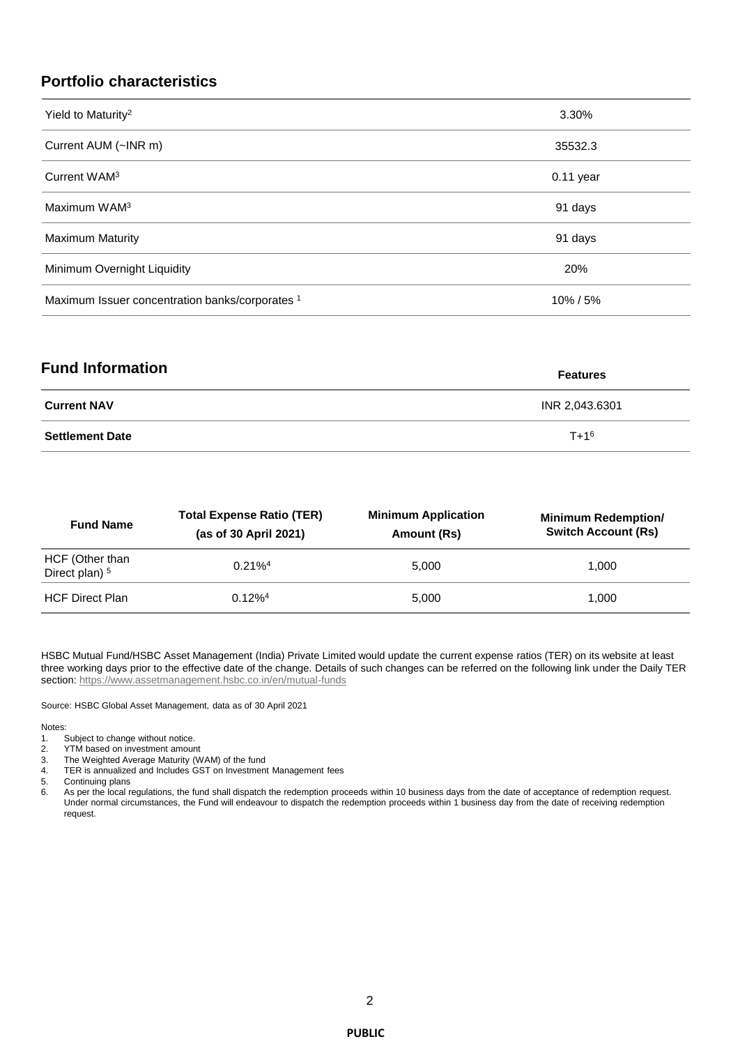## Portfolio characteristics

| | |
|---|---|
| Yield to Maturity[2] | 3.30% |
| Current AUM (~INR m) | 35532.3 |
| Current WAM[3] | 0.11 year |
| Maximum WAM[3] | 91 days |
| Maximum Maturity | 91 days |
| Minimum Overnight Liquidity | 20% |
| Maximum Issuer concentration banks/corporates [1] | 10% / 5% |

## Fund Information

| | Features |
|---|---|
| **Current NAV** | INR 2,043.6301 |
| **Settlement Date** | T+1[6] |

| Fund Name | Total Expense Ratio (TER) (as of 30 April 2021) | Minimum Application Amount (Rs) | Minimum Redemption/ Switch Account (Rs) |
|---|---|---|---|
| HCF (Other than Direct plan) [5] | 0.21%[4] | 5,000 | 1,000 |
| HCF Direct Plan | 0.12%[4] | 5,000 | 1,000 |

HSBC Mutual Fund/HSBC Asset Management (India) Private Limited would update the current expense ratios (TER) on its website at least three working days prior to the effective date of the change. Details of such changes can be referred on the following link under the Daily TER section: https://www.assetmanagement.hsbc.co.in/en/mutual-funds

Source: HSBC Global Asset Management, data as of 30 April 2021

Notes:

1. Subject to change without notice.
2. YTM based on investment amount
3. The Weighted Average Maturity (WAM) of the fund
4. TER is annualized and Includes GST on Investment Management fees
5. Continuing plans
6. As per the local regulations, the fund shall dispatch the redemption proceeds within 10 business days from the date of acceptance of redemption request. Under normal circumstances, the Fund will endeavour to dispatch the redemption proceeds within 1 business day from the date of receiving redemption request.

PUBLIC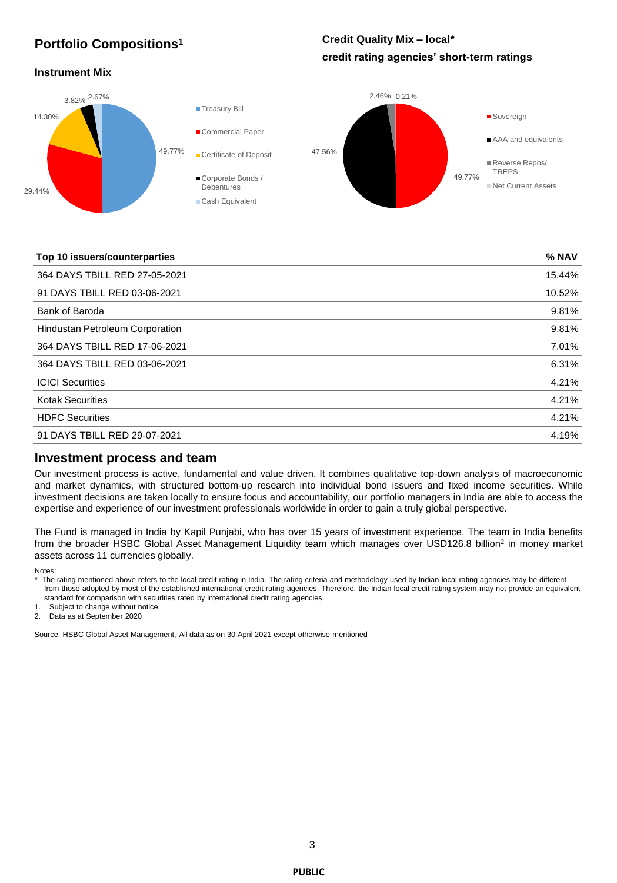## Portfolio Compositions[1]

### Instrument Mix

| Instrument | % |
|---|---|
| Treasury Bill | 49.77% |
| Commercial Paper | 29.44% |
| Certificate of Deposit | 14.30% |
| Corporate Bonds / Debentures | 3.82% |
| Cash Equivalent | 2.67% |

### Credit Quality Mix – local* credit rating agencies' short-term ratings

| Rating | % |
|---|---|
| Sovereign | 49.77% |
| AAA and equivalents | 47.56% |
| Reverse Repos/ TREPS | 2.46% |
| Net Current Assets | 0.21% |

| Top 10 issuers/counterparties | % NAV |
|---|---|
| 364 DAYS TBILL RED 27-05-2021 | 15.44% |
| 91 DAYS TBILL RED 03-06-2021 | 10.52% |
| Bank of Baroda | 9.81% |
| Hindustan Petroleum Corporation | 9.81% |
| 364 DAYS TBILL RED 17-06-2021 | 7.01% |
| 364 DAYS TBILL RED 03-06-2021 | 6.31% |
| ICICI Securities | 4.21% |
| Kotak Securities | 4.21% |
| HDFC Securities | 4.21% |
| 91 DAYS TBILL RED 29-07-2021 | 4.19% |

## Investment process and team

Our investment process is active, fundamental and value driven. It combines qualitative top-down analysis of macroeconomic and market dynamics, with structured bottom-up research into individual bond issuers and fixed income securities. While investment decisions are taken locally to ensure focus and accountability, our portfolio managers in India are able to access the expertise and experience of our investment professionals worldwide in order to gain a truly global perspective.

The Fund is managed in India by Kapil Punjabi, who has over 15 years of investment experience. The team in India benefits from the broader HSBC Global Asset Management Liquidity team which manages over USD126.8 billion[2] in money market assets across 11 currencies globally.

Notes:

\* The rating mentioned above refers to the local credit rating in India. The rating criteria and methodology used by Indian local rating agencies may be different from those adopted by most of the established international credit rating agencies. Therefore, the Indian local credit rating system may not provide an equivalent standard for comparison with securities rated by international credit rating agencies.

1. Subject to change without notice.
2. Data as at September 2020

Source: HSBC Global Asset Management, All data as on 30 April 2021 except otherwise mentioned

PUBLIC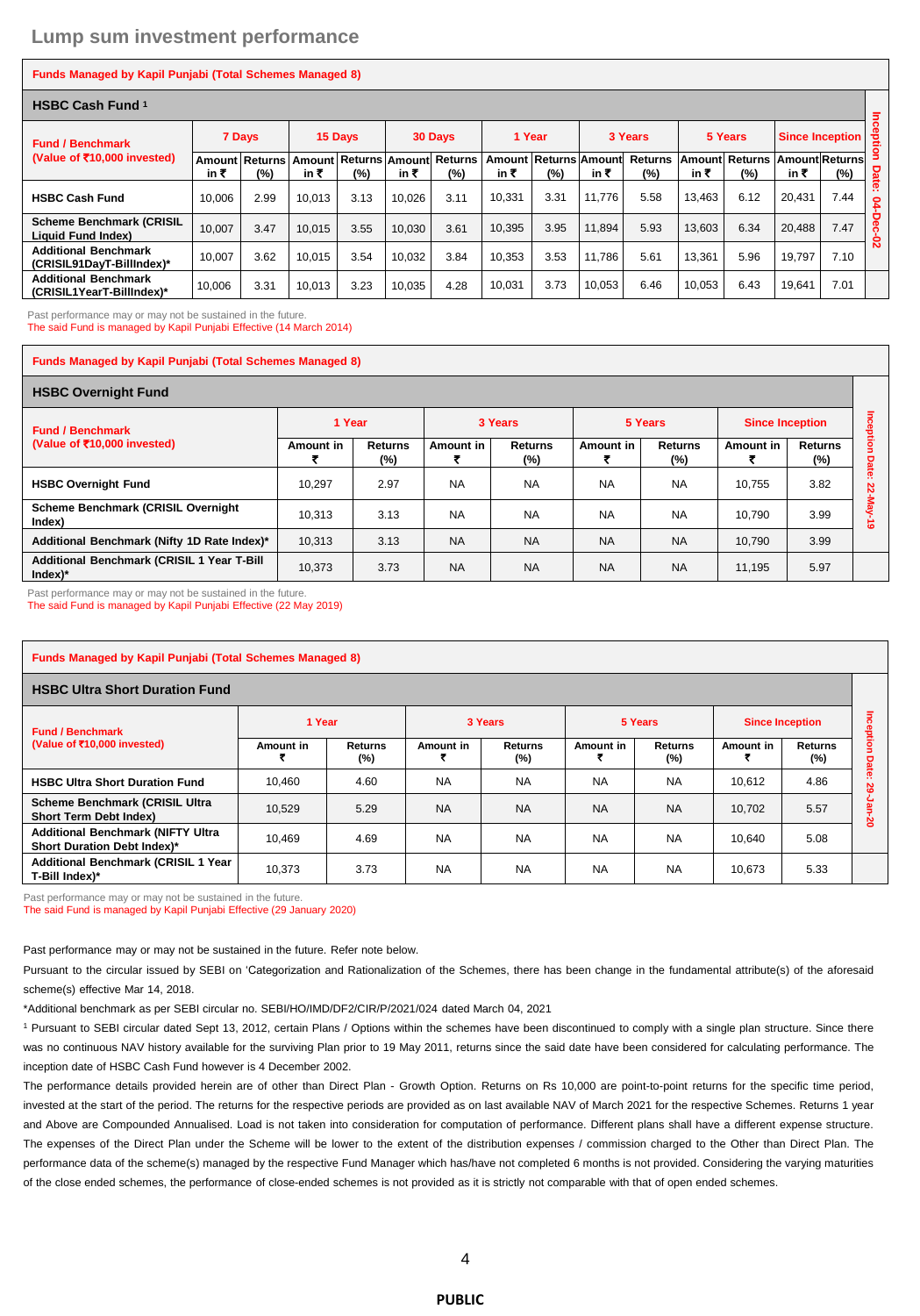## Lump sum investment performance

**Funds Managed by Kapil Punjabi (Total Schemes Managed 8)**

**HSBC Cash Fund** [1]

| Fund / Benchmark (Value of ₹10,000 invested) | 7 Days | | 15 Days | | 30 Days | | 1 Year | | 3 Years | | 5 Years | | Since Inception | | Inception Date: 04-Dec-02 |
|---|---|---|---|---|---|---|---|---|---|---|---|---|---|---|---|
| | Amount in ₹ | Returns (%) | Amount in ₹ | Returns (%) | Amount in ₹ | Returns (%) | Amount in ₹ | Returns (%) | Amount in ₹ | Returns (%) | Amount in ₹ | Returns (%) | Amount in ₹ | Returns (%) | |
| HSBC Cash Fund | 10,006 | 2.99 | 10,013 | 3.13 | 10,026 | 3.11 | 10,331 | 3.31 | 11,776 | 5.58 | 13,463 | 6.12 | 20,431 | 7.44 | |
| Scheme Benchmark (CRISIL Liquid Fund Index) | 10,007 | 3.47 | 10,015 | 3.55 | 10,030 | 3.61 | 10,395 | 3.95 | 11,894 | 5.93 | 13,603 | 6.34 | 20,488 | 7.47 | |
| Additional Benchmark (CRISIL91DayT-BillIndex)* | 10,007 | 3.62 | 10,015 | 3.54 | 10,032 | 3.84 | 10,353 | 3.53 | 11,786 | 5.61 | 13,361 | 5.96 | 19,797 | 7.10 | |
| Additional Benchmark (CRISIL1YearT-BillIndex)* | 10,006 | 3.31 | 10,013 | 3.23 | 10,035 | 4.28 | 10,031 | 3.73 | 10,053 | 6.46 | 10,053 | 6.43 | 19,641 | 7.01 | |

Past performance may or may not be sustained in the future.
The said Fund is managed by Kapil Punjabi Effective (14 March 2014)

**Funds Managed by Kapil Punjabi (Total Schemes Managed 8)**

**HSBC Overnight Fund**

| Fund / Benchmark (Value of ₹10,000 invested) | 1 Year | | 3 Years | | 5 Years | | Since Inception | | Inception Date: 22-May-19 |
|---|---|---|---|---|---|---|---|---|---|
| | Amount in ₹ | Returns (%) | Amount in ₹ | Returns (%) | Amount in ₹ | Returns (%) | Amount in ₹ | Returns (%) | |
| HSBC Overnight Fund | 10,297 | 2.97 | NA | NA | NA | NA | 10,755 | 3.82 | |
| Scheme Benchmark (CRISIL Overnight Index) | 10,313 | 3.13 | NA | NA | NA | NA | 10,790 | 3.99 | |
| Additional Benchmark (Nifty 1D Rate Index)* | 10,313 | 3.13 | NA | NA | NA | NA | 10,790 | 3.99 | |
| Additional Benchmark (CRISIL 1 Year T-Bill Index)* | 10,373 | 3.73 | NA | NA | NA | NA | 11,195 | 5.97 | |

Past performance may or may not be sustained in the future.
The said Fund is managed by Kapil Punjabi Effective (22 May 2019)

**Funds Managed by Kapil Punjabi (Total Schemes Managed 8)**

**HSBC Ultra Short Duration Fund**

| Fund / Benchmark (Value of ₹10,000 invested) | 1 Year | | 3 Years | | 5 Years | | Since Inception | | Inception Date: 29-Jan-20 |
|---|---|---|---|---|---|---|---|---|---|
| | Amount in ₹ | Returns (%) | Amount in ₹ | Returns (%) | Amount in ₹ | Returns (%) | Amount in ₹ | Returns (%) | |
| HSBC Ultra Short Duration Fund | 10,460 | 4.60 | NA | NA | NA | NA | 10,612 | 4.86 | |
| Scheme Benchmark (CRISIL Ultra Short Term Debt Index) | 10,529 | 5.29 | NA | NA | NA | NA | 10,702 | 5.57 | |
| Additional Benchmark (NIFTY Ultra Short Duration Debt Index)* | 10,469 | 4.69 | NA | NA | NA | NA | 10,640 | 5.08 | |
| Additional Benchmark (CRISIL 1 Year T-Bill Index)* | 10,373 | 3.73 | NA | NA | NA | NA | 10,673 | 5.33 | |

Past performance may or may not be sustained in the future.
The said Fund is managed by Kapil Punjabi Effective (29 January 2020)

Past performance may or may not be sustained in the future. Refer note below.

Pursuant to the circular issued by SEBI on 'Categorization and Rationalization of the Schemes, there has been change in the fundamental attribute(s) of the aforesaid scheme(s) effective Mar 14, 2018.

*Additional benchmark as per SEBI circular no. SEBI/HO/IMD/DF2/CIR/P/2021/024 dated March 04, 2021

[1] Pursuant to SEBI circular dated Sept 13, 2012, certain Plans / Options within the schemes have been discontinued to comply with a single plan structure. Since there was no continuous NAV history available for the surviving Plan prior to 19 May 2011, returns since the said date have been considered for calculating performance. The inception date of HSBC Cash Fund however is 4 December 2002.

The performance details provided herein are of other than Direct Plan - Growth Option. Returns on Rs 10,000 are point-to-point returns for the specific time period, invested at the start of the period. The returns for the respective periods are provided as on last available NAV of March 2021 for the respective Schemes. Returns 1 year and Above are Compounded Annualised. Load is not taken into consideration for computation of performance. Different plans shall have a different expense structure. The expenses of the Direct Plan under the Scheme will be lower to the extent of the distribution expenses / commission charged to the Other than Direct Plan. The performance data of the scheme(s) managed by the respective Fund Manager which has/have not completed 6 months is not provided. Considering the varying maturities of the close ended schemes, the performance of close-ended schemes is not provided as it is strictly not comparable with that of open ended schemes.

PUBLIC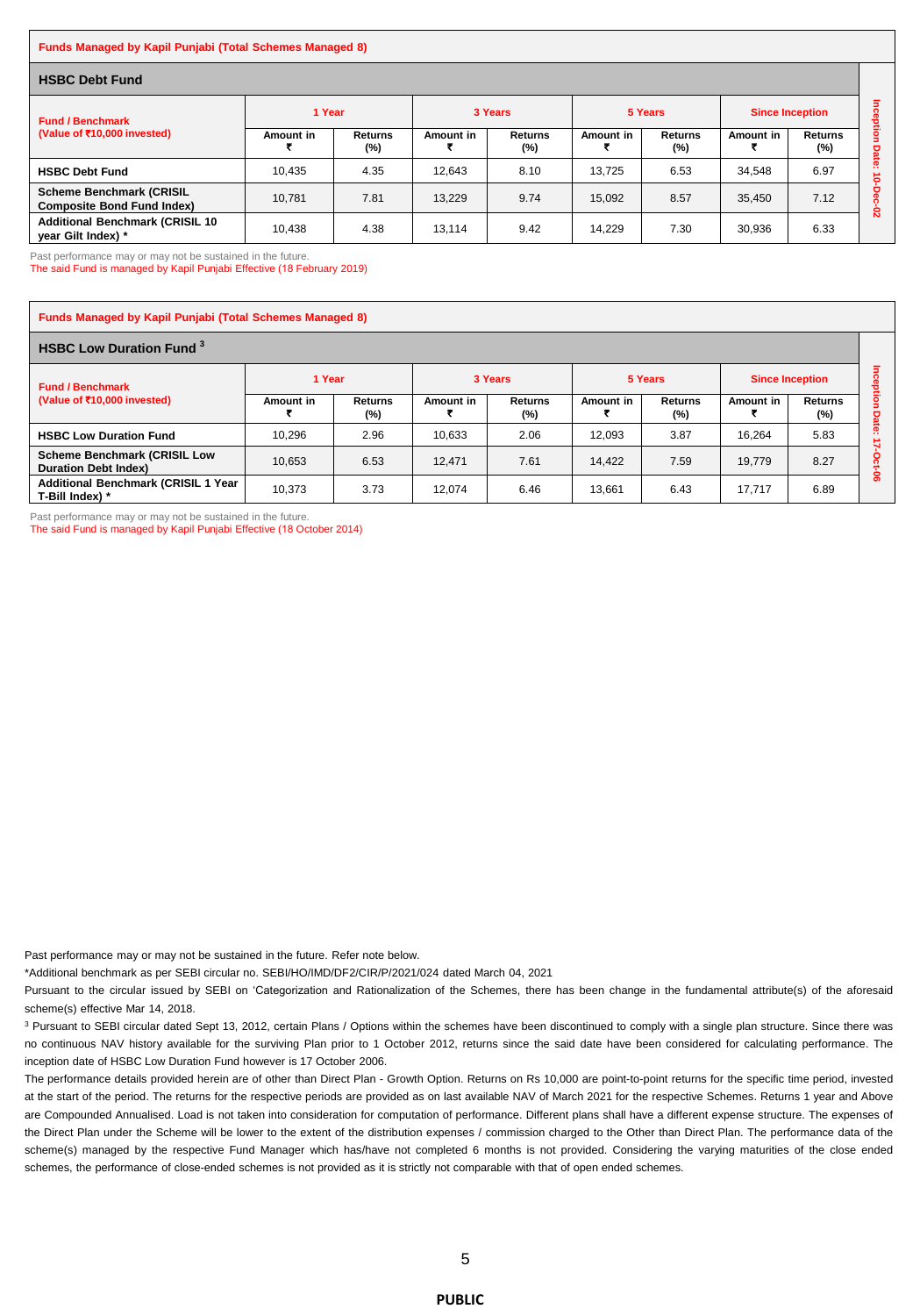**Funds Managed by Kapil Punjabi (Total Schemes Managed 8)**

### HSBC Debt Fund

| Fund / Benchmark (Value of ₹10,000 invested) | 1 Year | | 3 Years | | 5 Years | | Since Inception | | Inception Date: 10-Dec-02 |
|---|---|---|---|---|---|---|---|---|---|
| | Amount in ₹ | Returns (%) | Amount in ₹ | Returns (%) | Amount in ₹ | Returns (%) | Amount in ₹ | Returns (%) | |
| **HSBC Debt Fund** | 10,435 | 4.35 | 12,643 | 8.10 | 13,725 | 6.53 | 34,548 | 6.97 | |
| **Scheme Benchmark (CRISIL Composite Bond Fund Index)** | 10,781 | 7.81 | 13,229 | 9.74 | 15,092 | 8.57 | 35,450 | 7.12 | |
| **Additional Benchmark (CRISIL 10 year Gilt Index) *** | 10,438 | 4.38 | 13,114 | 9.42 | 14,229 | 7.30 | 30,936 | 6.33 | |

Past performance may or may not be sustained in the future.
The said Fund is managed by Kapil Punjabi Effective (18 February 2019)

**Funds Managed by Kapil Punjabi (Total Schemes Managed 8)**

### HSBC Low Duration Fund [3]

| Fund / Benchmark (Value of ₹10,000 invested) | 1 Year | | 3 Years | | 5 Years | | Since Inception | | Inception Date: 17-Oct-06 |
|---|---|---|---|---|---|---|---|---|---|
| | Amount in ₹ | Returns (%) | Amount in ₹ | Returns (%) | Amount in ₹ | Returns (%) | Amount in ₹ | Returns (%) | |
| **HSBC Low Duration Fund** | 10,296 | 2.96 | 10,633 | 2.06 | 12,093 | 3.87 | 16,264 | 5.83 | |
| **Scheme Benchmark (CRISIL Low Duration Debt Index)** | 10,653 | 6.53 | 12,471 | 7.61 | 14,422 | 7.59 | 19,779 | 8.27 | |
| **Additional Benchmark (CRISIL 1 Year T-Bill Index) *** | 10,373 | 3.73 | 12,074 | 6.46 | 13,661 | 6.43 | 17,717 | 6.89 | |

Past performance may or may not be sustained in the future.
The said Fund is managed by Kapil Punjabi Effective (18 October 2014)

Past performance may or may not be sustained in the future. Refer note below.

*Additional benchmark as per SEBI circular no. SEBI/HO/IMD/DF2/CIR/P/2021/024 dated March 04, 2021

Pursuant to the circular issued by SEBI on 'Categorization and Rationalization of the Schemes, there has been change in the fundamental attribute(s) of the aforesaid scheme(s) effective Mar 14, 2018.

[3] Pursuant to SEBI circular dated Sept 13, 2012, certain Plans / Options within the schemes have been discontinued to comply with a single plan structure. Since there was no continuous NAV history available for the surviving Plan prior to 1 October 2012, returns since the said date have been considered for calculating performance. The inception date of HSBC Low Duration Fund however is 17 October 2006.

The performance details provided herein are of other than Direct Plan - Growth Option. Returns on Rs 10,000 are point-to-point returns for the specific time period, invested at the start of the period. The returns for the respective periods are provided as on last available NAV of March 2021 for the respective Schemes. Returns 1 year and Above are Compounded Annualised. Load is not taken into consideration for computation of performance. Different plans shall have a different expense structure. The expenses of the Direct Plan under the Scheme will be lower to the extent of the distribution expenses / commission charged to the Other than Direct Plan. The performance data of the scheme(s) managed by the respective Fund Manager which has/have not completed 6 months is not provided. Considering the varying maturities of the close ended schemes, the performance of close-ended schemes is not provided as it is strictly not comparable with that of open ended schemes.

**PUBLIC**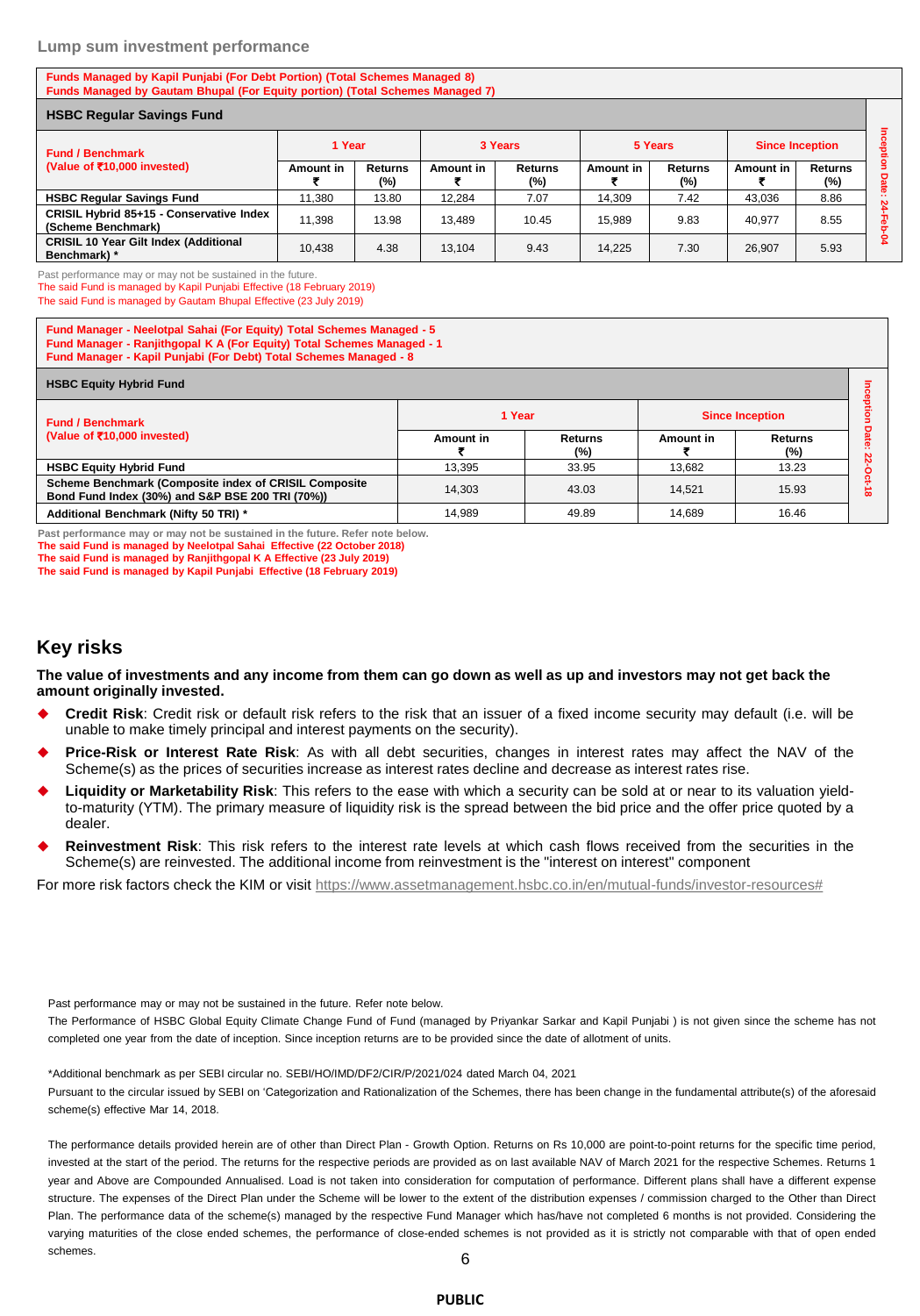## Lump sum investment performance

**Funds Managed by Kapil Punjabi (For Debt Portion) (Total Schemes Managed 8)**
**Funds Managed by Gautam Bhupal (For Equity portion) (Total Schemes Managed 7)**

**HSBC Regular Savings Fund**

| Fund / Benchmark (Value of ₹10,000 invested) | 1 Year | | 3 Years | | 5 Years | | Since Inception | | Inception Date: 24-Feb-04 |
|---|---|---|---|---|---|---|---|---|---|
| | Amount in ₹ | Returns (%) | Amount in ₹ | Returns (%) | Amount in ₹ | Returns (%) | Amount in ₹ | Returns (%) | |
| HSBC Regular Savings Fund | 11,380 | 13.80 | 12,284 | 7.07 | 14,309 | 7.42 | 43,036 | 8.86 | |
| CRISIL Hybrid 85+15 - Conservative Index (Scheme Benchmark) | 11,398 | 13.98 | 13,489 | 10.45 | 15,989 | 9.83 | 40,977 | 8.55 | |
| CRISIL 10 Year Gilt Index (Additional Benchmark) * | 10,438 | 4.38 | 13,104 | 9.43 | 14,225 | 7.30 | 26,907 | 5.93 | |

Past performance may or may not be sustained in the future.
The said Fund is managed by Kapil Punjabi Effective (18 February 2019)
The said Fund is managed by Gautam Bhupal Effective (23 July 2019)

**Fund Manager - Neelotpal Sahai (For Equity) Total Schemes Managed - 5**
**Fund Manager - Ranjithgopal K A (For Equity) Total Schemes Managed - 1**
**Fund Manager - Kapil Punjabi (For Debt) Total Schemes Managed - 8**

**HSBC Equity Hybrid Fund**

| Fund / Benchmark (Value of ₹10,000 invested) | 1 Year | | Since Inception | | Inception Date: 22-Oct-18 |
|---|---|---|---|---|---|
| | Amount in ₹ | Returns (%) | Amount in ₹ | Returns (%) | |
| HSBC Equity Hybrid Fund | 13,395 | 33.95 | 13,682 | 13.23 | |
| Scheme Benchmark (Composite index of CRISIL Composite Bond Fund Index (30%) and S&P BSE 200 TRI (70%)) | 14,303 | 43.03 | 14,521 | 15.93 | |
| Additional Benchmark (Nifty 50 TRI) * | 14,989 | 49.89 | 14,689 | 16.46 | |

**Past performance may or may not be sustained in the future. Refer note below.**
**The said Fund is managed by Neelotpal Sahai Effective (22 October 2018)**
**The said Fund is managed by Ranjithgopal K A Effective (23 July 2019)**
**The said Fund is managed by Kapil Punjabi Effective (18 February 2019)**

## Key risks

**The value of investments and any income from them can go down as well as up and investors may not get back the amount originally invested.**

- **Credit Risk**: Credit risk or default risk refers to the risk that an issuer of a fixed income security may default (i.e. will be unable to make timely principal and interest payments on the security).
- **Price-Risk or Interest Rate Risk**: As with all debt securities, changes in interest rates may affect the NAV of the Scheme(s) as the prices of securities increase as interest rates decline and decrease as interest rates rise.
- **Liquidity or Marketability Risk**: This refers to the ease with which a security can be sold at or near to its valuation yield-to-maturity (YTM). The primary measure of liquidity risk is the spread between the bid price and the offer price quoted by a dealer.
- **Reinvestment Risk**: This risk refers to the interest rate levels at which cash flows received from the securities in the Scheme(s) are reinvested. The additional income from reinvestment is the "interest on interest" component

For more risk factors check the KIM or visit https://www.assetmanagement.hsbc.co.in/en/mutual-funds/investor-resources#

Past performance may or may not be sustained in the future. Refer note below.

The Performance of HSBC Global Equity Climate Change Fund of Fund (managed by Priyankar Sarkar and Kapil Punjabi ) is not given since the scheme has not completed one year from the date of inception. Since inception returns are to be provided since the date of allotment of units.

*Additional benchmark as per SEBI circular no. SEBI/HO/IMD/DF2/CIR/P/2021/024 dated March 04, 2021

Pursuant to the circular issued by SEBI on 'Categorization and Rationalization of the Schemes, there has been change in the fundamental attribute(s) of the aforesaid scheme(s) effective Mar 14, 2018.

The performance details provided herein are of other than Direct Plan - Growth Option. Returns on Rs 10,000 are point-to-point returns for the specific time period, invested at the start of the period. The returns for the respective periods are provided as on last available NAV of March 2021 for the respective Schemes. Returns 1 year and Above are Compounded Annualised. Load is not taken into consideration for computation of performance. Different plans shall have a different expense structure. The expenses of the Direct Plan under the Scheme will be lower to the extent of the distribution expenses / commission charged to the Other than Direct Plan. The performance data of the scheme(s) managed by the respective Fund Manager which has/have not completed 6 months is not provided. Considering the varying maturities of the close ended schemes, the performance of close-ended schemes is not provided as it is strictly not comparable with that of open ended schemes.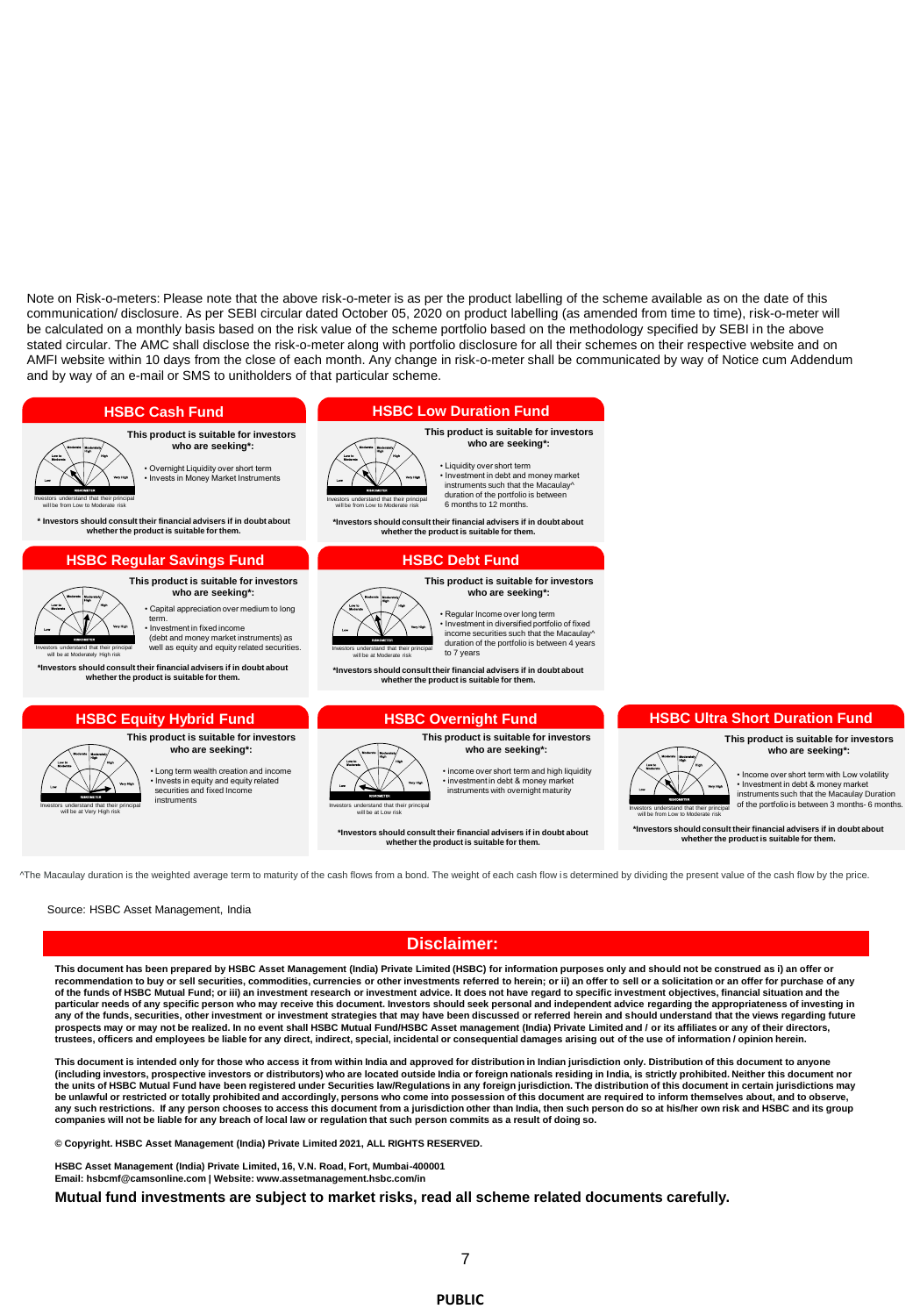Note on Risk-o-meters: Please note that the above risk-o-meter is as per the product labelling of the scheme available as on the date of this communication/ disclosure. As per SEBI circular dated October 05, 2020 on product labelling (as amended from time to time), risk-o-meter will be calculated on a monthly basis based on the risk value of the scheme portfolio based on the methodology specified by SEBI in the above stated circular. The AMC shall disclose the risk-o-meter along with portfolio disclosure for all their schemes on their respective website and on AMFI website within 10 days from the close of each month. Any change in risk-o-meter shall be communicated by way of Notice cum Addendum and by way of an e-mail or SMS to unitholders of that particular scheme.

## HSBC Cash Fund

**This product is suitable for investors who are seeking*:**

- Overnight Liquidity over short term
- Invests in Money Market Instruments

Investors understand that their principal will be from Low to Moderate risk

*** Investors should consult their financial advisers if in doubt about whether the product is suitable for them.**

## HSBC Low Duration Fund

**This product is suitable for investors who are seeking*:**

- Liquidity over short term
- Investment in debt and money market instruments such that the Macaulay^ duration of the portfolio is between 6 months to 12 months.

Investors understand that their principal will be from Low to Moderate risk

***Investors should consult their financial advisers if in doubt about whether the product is suitable for them.**

## HSBC Regular Savings Fund

**This product is suitable for investors who are seeking*:**

- Capital appreciation over medium to long term.
- Investment in fixed income (debt and money market instruments) as well as equity and equity related securities.

Investors understand that their principal will be at Moderately High risk

***Investors should consult their financial advisers if in doubt about whether the product is suitable for them.**

## HSBC Debt Fund

**This product is suitable for investors who are seeking*:**

- Regular Income over long term
- Investment in diversified portfolio of fixed income securities such that the Macaulay^ duration of the portfolio is between 4 years to 7 years

Investors understand that their principal will be at Moderate risk

***Investors should consult their financial advisers if in doubt about whether the product is suitable for them.**

## HSBC Equity Hybrid Fund

**This product is suitable for investors who are seeking*:**

- Long term wealth creation and income
- Invests in equity and equity related securities and fixed Income instruments

Investors understand that their principal will be at Very High risk

## HSBC Overnight Fund

**This product is suitable for investors who are seeking*:**

- income over short term and high liquidity
- investment in debt & money market instruments with overnight maturity

Investors understand that their principal will be at Low risk

***Investors should consult their financial advisers if in doubt about whether the product is suitable for them.**

## HSBC Ultra Short Duration Fund

**This product is suitable for investors who are seeking*:**

- Income over short term with Low volatility
- Investment in debt & money market instruments such that the Macaulay Duration of the portfolio is between 3 months- 6 months.

Investors understand that their principal will be from Low to Moderate risk

***Investors should consult their financial advisers if in doubt about whether the product is suitable for them.**

^The Macaulay duration is the weighted average term to maturity of the cash flows from a bond. The weight of each cash flow is determined by dividing the present value of the cash flow by the price.

Source: HSBC Asset Management, India

## Disclaimer:

**This document has been prepared by HSBC Asset Management (India) Private Limited (HSBC) for information purposes only and should not be construed as i) an offer or recommendation to buy or sell securities, commodities, currencies or other investments referred to herein; or ii) an offer to sell or a solicitation or an offer for purchase of any of the funds of HSBC Mutual Fund; or iii) an investment research or investment advice. It does not have regard to specific investment objectives, financial situation and the particular needs of any specific person who may receive this document. Investors should seek personal and independent advice regarding the appropriateness of investing in any of the funds, securities, other investment or investment strategies that may have been discussed or referred herein and should understand that the views regarding future prospects may or may not be realized. In no event shall HSBC Mutual Fund/HSBC Asset management (India) Private Limited and / or its affiliates or any of their directors, trustees, officers and employees be liable for any direct, indirect, special, incidental or consequential damages arising out of the use of information / opinion herein.**

**This document is intended only for those who access it from within India and approved for distribution in Indian jurisdiction only. Distribution of this document to anyone (including investors, prospective investors or distributors) who are located outside India or foreign nationals residing in India, is strictly prohibited. Neither this document nor the units of HSBC Mutual Fund have been registered under Securities law/Regulations in any foreign jurisdiction. The distribution of this document in certain jurisdictions may be unlawful or restricted or totally prohibited and accordingly, persons who come into possession of this document are required to inform themselves about, and to observe, any such restrictions. If any person chooses to access this document from a jurisdiction other than India, then such person do so at his/her own risk and HSBC and its group companies will not be liable for any breach of local law or regulation that such person commits as a result of doing so.**

**© Copyright. HSBC Asset Management (India) Private Limited 2021, ALL RIGHTS RESERVED.**

**HSBC Asset Management (India) Private Limited, 16, V.N. Road, Fort, Mumbai-400001**
**Email: hsbcmf@camsonline.com | Website: www.assetmanagement.hsbc.com/in**

**Mutual fund investments are subject to market risks, read all scheme related documents carefully.**

**PUBLIC**